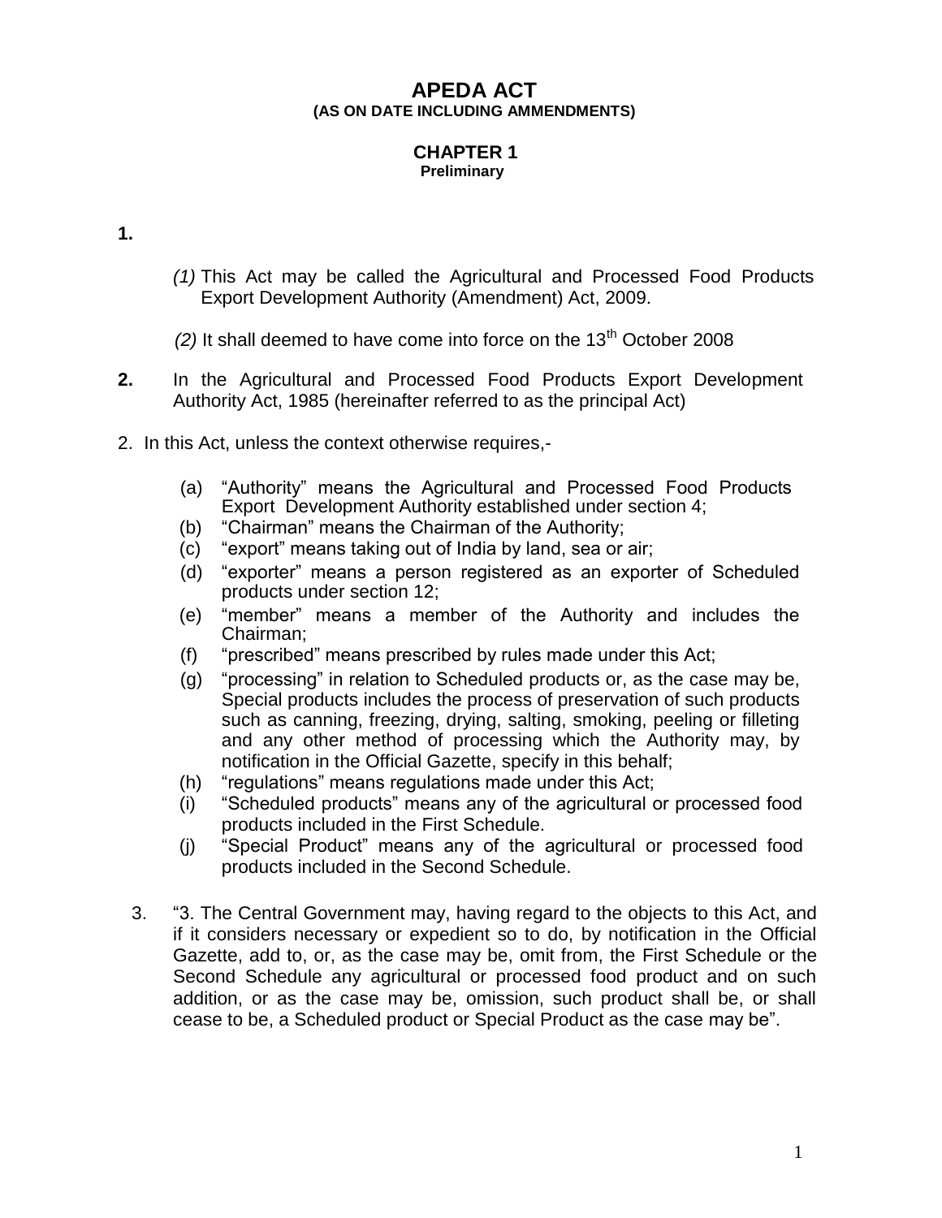# APEDA ACT

**(AS ON DATE INCLUDING AMMENDMENTS)**

## CHAPTER 1

**Preliminary**

**1.**

*(1)* This Act may be called the Agricultural and Processed Food Products Export Development Authority (Amendment) Act, 2009.

*(2)* It shall deemed to have come into force on the 13th October 2008

**2.** In the Agricultural and Processed Food Products Export Development Authority Act, 1985 (hereinafter referred to as the principal Act)

2. In this Act, unless the context otherwise requires,-

(a) "Authority" means the Agricultural and Processed Food Products Export Development Authority established under section 4;
(b) "Chairman" means the Chairman of the Authority;
(c) "export" means taking out of India by land, sea or air;
(d) "exporter" means a person registered as an exporter of Scheduled products under section 12;
(e) "member" means a member of the Authority and includes the Chairman;
(f) "prescribed" means prescribed by rules made under this Act;
(g) "processing" in relation to Scheduled products or, as the case may be, Special products includes the process of preservation of such products such as canning, freezing, drying, salting, smoking, peeling or filleting and any other method of processing which the Authority may, by notification in the Official Gazette, specify in this behalf;
(h) "regulations" means regulations made under this Act;
(i) "Scheduled products" means any of the agricultural or processed food products included in the First Schedule.
(j) "Special Product" means any of the agricultural or processed food products included in the Second Schedule.

3. "3. The Central Government may, having regard to the objects to this Act, and if it considers necessary or expedient so to do, by notification in the Official Gazette, add to, or, as the case may be, omit from, the First Schedule or the Second Schedule any agricultural or processed food product and on such addition, or as the case may be, omission, such product shall be, or shall cease to be, a Scheduled product or Special Product as the case may be".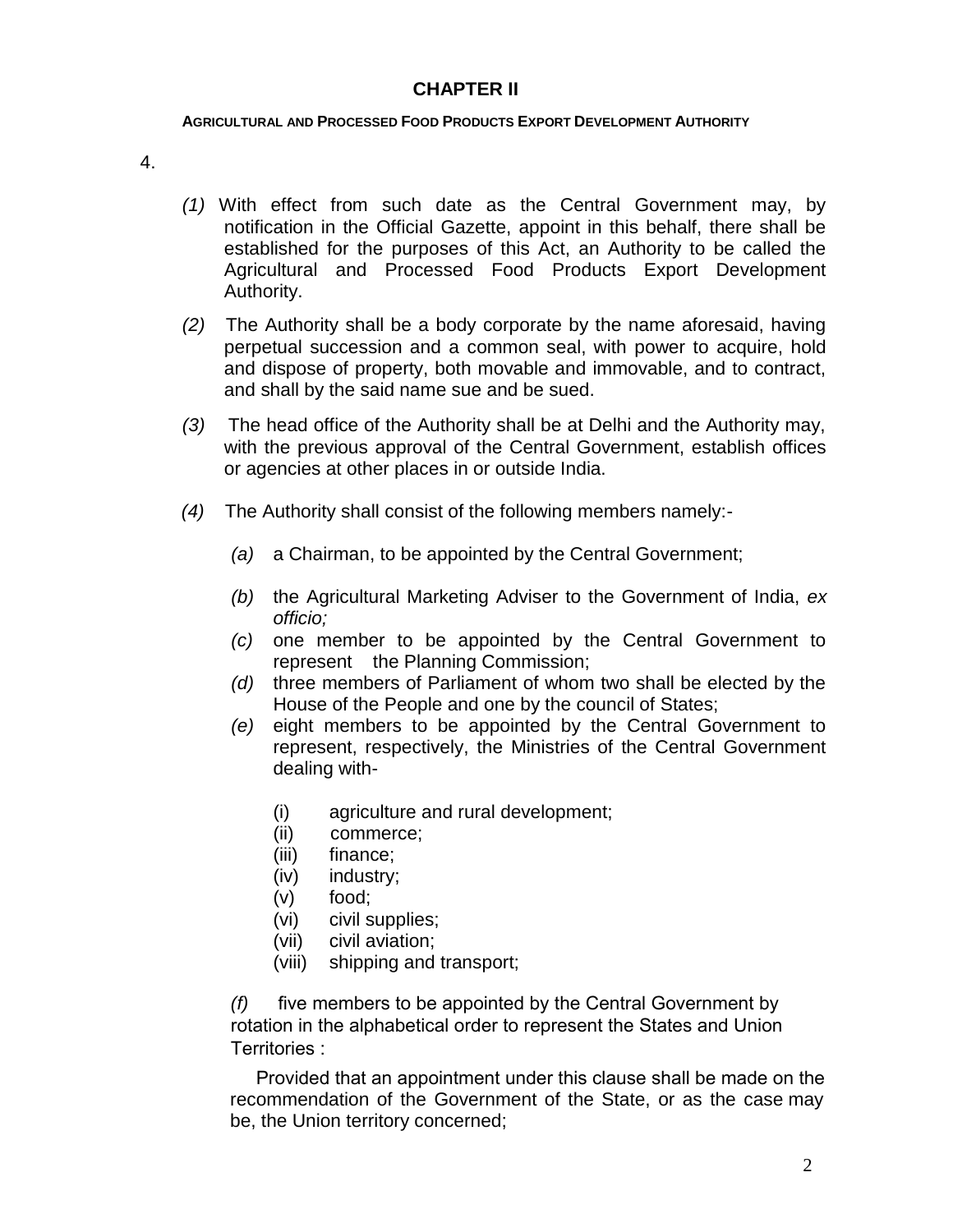## CHAPTER II

**AGRICULTURAL AND PROCESSED FOOD PRODUCTS EXPORT DEVELOPMENT AUTHORITY**

4.

*(1)* With effect from such date as the Central Government may, by notification in the Official Gazette, appoint in this behalf, there shall be established for the purposes of this Act, an Authority to be called the Agricultural and Processed Food Products Export Development Authority.

*(2)* The Authority shall be a body corporate by the name aforesaid, having perpetual succession and a common seal, with power to acquire, hold and dispose of property, both movable and immovable, and to contract, and shall by the said name sue and be sued.

*(3)* The head office of the Authority shall be at Delhi and the Authority may, with the previous approval of the Central Government, establish offices or agencies at other places in or outside India.

*(4)* The Authority shall consist of the following members namely:-

*(a)* a Chairman, to be appointed by the Central Government;

*(b)* the Agricultural Marketing Adviser to the Government of India, *ex officio;*

*(c)* one member to be appointed by the Central Government to represent the Planning Commission;

*(d)* three members of Parliament of whom two shall be elected by the House of the People and one by the council of States;

*(e)* eight members to be appointed by the Central Government to represent, respectively, the Ministries of the Central Government dealing with-

(i) agriculture and rural development;
(ii) commerce;
(iii) finance;
(iv) industry;
(v) food;
(vi) civil supplies;
(vii) civil aviation;
(viii) shipping and transport;

*(f)* five members to be appointed by the Central Government by rotation in the alphabetical order to represent the States and Union Territories :

Provided that an appointment under this clause shall be made on the recommendation of the Government of the State, or as the case may be, the Union territory concerned;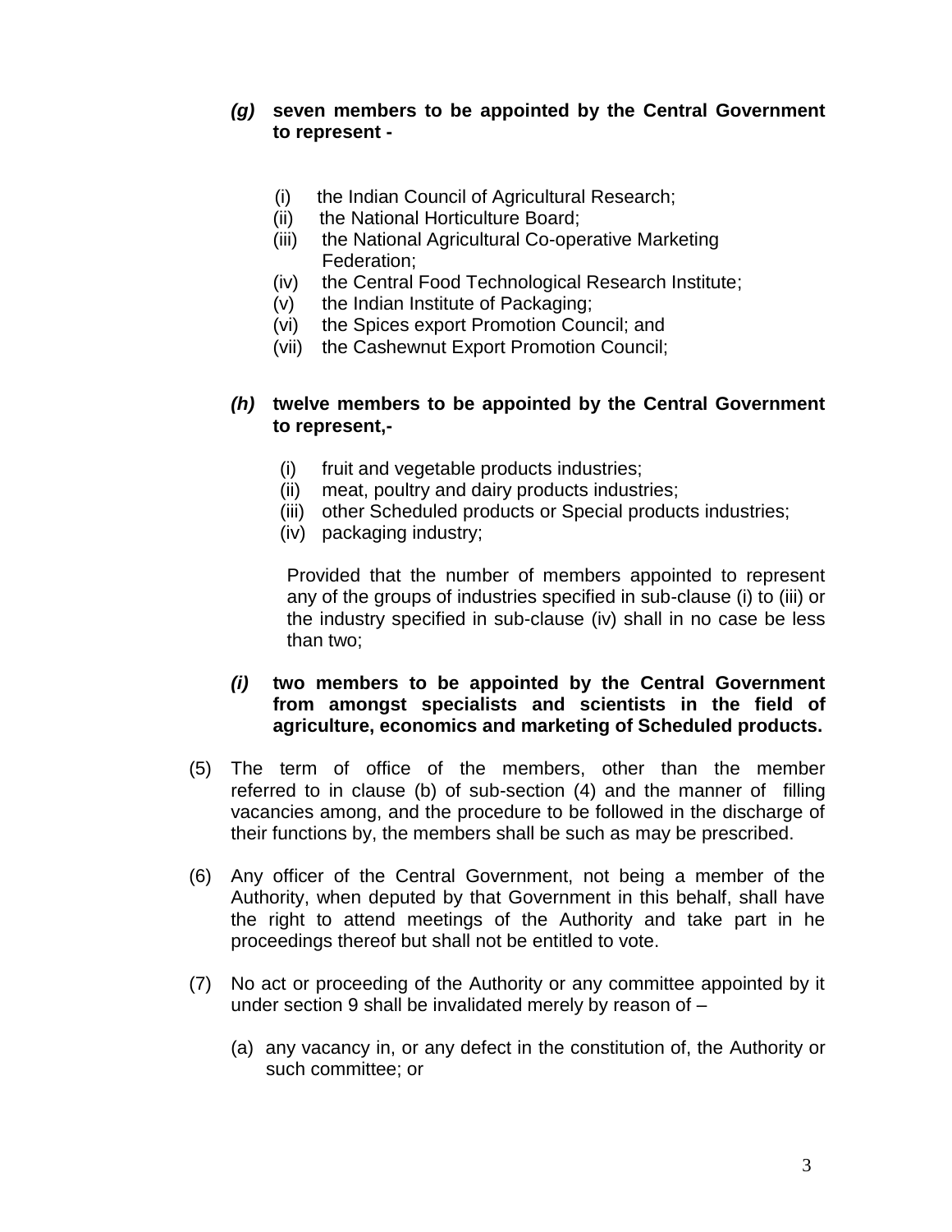***(g)*** **seven members to be appointed by the Central Government to represent -**

(i) the Indian Council of Agricultural Research;
(ii) the National Horticulture Board;
(iii) the National Agricultural Co-operative Marketing Federation;
(iv) the Central Food Technological Research Institute;
(v) the Indian Institute of Packaging;
(vi) the Spices export Promotion Council; and
(vii) the Cashewnut Export Promotion Council;

***(h)*** **twelve members to be appointed by the Central Government to represent,-**

(i) fruit and vegetable products industries;
(ii) meat, poultry and dairy products industries;
(iii) other Scheduled products or Special products industries;
(iv) packaging industry;

Provided that the number of members appointed to represent any of the groups of industries specified in sub-clause (i) to (iii) or the industry specified in sub-clause (iv) shall in no case be less than two;

***(i)*** **two members to be appointed by the Central Government from amongst specialists and scientists in the field of agriculture, economics and marketing of Scheduled products.**

(5) The term of office of the members, other than the member referred to in clause (b) of sub-section (4) and the manner of filling vacancies among, and the procedure to be followed in the discharge of their functions by, the members shall be such as may be prescribed.

(6) Any officer of the Central Government, not being a member of the Authority, when deputed by that Government in this behalf, shall have the right to attend meetings of the Authority and take part in he proceedings thereof but shall not be entitled to vote.

(7) No act or proceeding of the Authority or any committee appointed by it under section 9 shall be invalidated merely by reason of –

(a) any vacancy in, or any defect in the constitution of, the Authority or such committee; or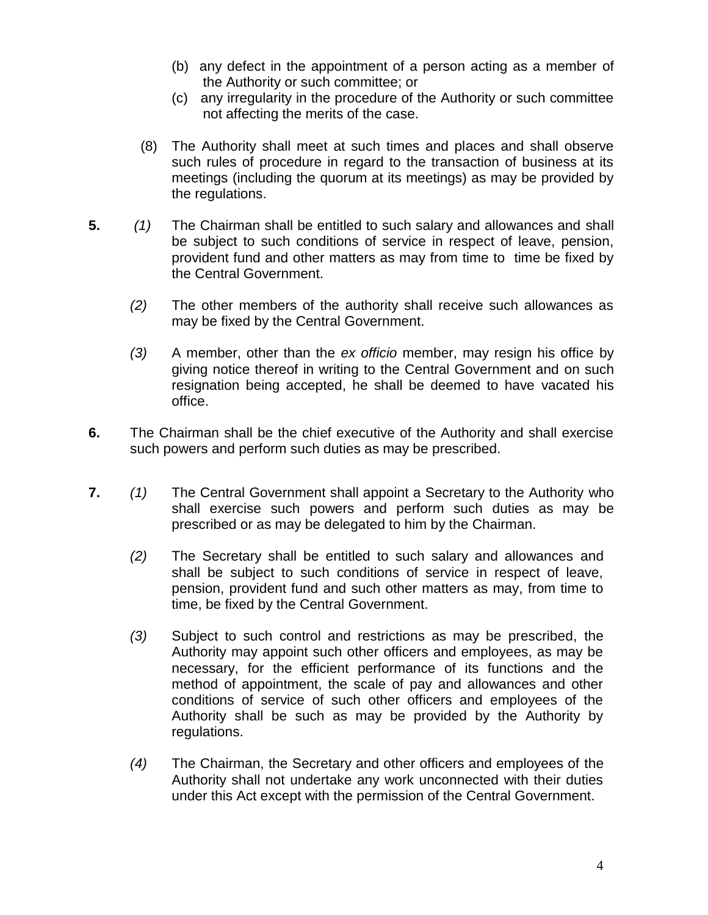(b) any defect in the appointment of a person acting as a member of the Authority or such committee; or

(c) any irregularity in the procedure of the Authority or such committee not affecting the merits of the case.

(8) The Authority shall meet at such times and places and shall observe such rules of procedure in regard to the transaction of business at its meetings (including the quorum at its meetings) as may be provided by the regulations.

**5.** *(1)* The Chairman shall be entitled to such salary and allowances and shall be subject to such conditions of service in respect of leave, pension, provident fund and other matters as may from time to time be fixed by the Central Government.

*(2)* The other members of the authority shall receive such allowances as may be fixed by the Central Government.

*(3)* A member, other than the *ex officio* member, may resign his office by giving notice thereof in writing to the Central Government and on such resignation being accepted, he shall be deemed to have vacated his office.

**6.** The Chairman shall be the chief executive of the Authority and shall exercise such powers and perform such duties as may be prescribed.

**7.** *(1)* The Central Government shall appoint a Secretary to the Authority who shall exercise such powers and perform such duties as may be prescribed or as may be delegated to him by the Chairman.

*(2)* The Secretary shall be entitled to such salary and allowances and shall be subject to such conditions of service in respect of leave, pension, provident fund and such other matters as may, from time to time, be fixed by the Central Government.

*(3)* Subject to such control and restrictions as may be prescribed, the Authority may appoint such other officers and employees, as may be necessary, for the efficient performance of its functions and the method of appointment, the scale of pay and allowances and other conditions of service of such other officers and employees of the Authority shall be such as may be provided by the Authority by regulations.

*(4)* The Chairman, the Secretary and other officers and employees of the Authority shall not undertake any work unconnected with their duties under this Act except with the permission of the Central Government.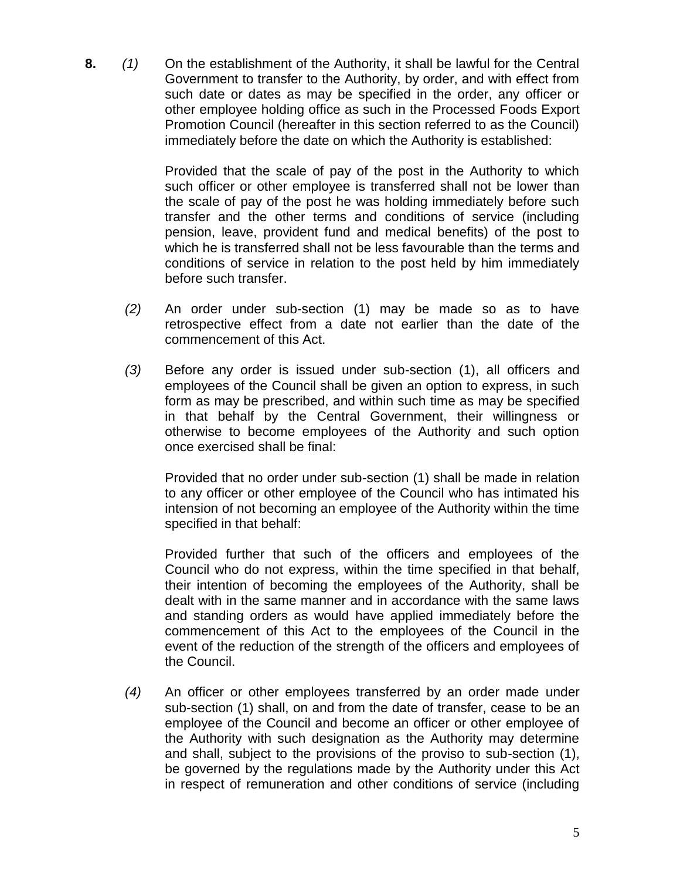**8.** *(1)* On the establishment of the Authority, it shall be lawful for the Central Government to transfer to the Authority, by order, and with effect from such date or dates as may be specified in the order, any officer or other employee holding office as such in the Processed Foods Export Promotion Council (hereafter in this section referred to as the Council) immediately before the date on which the Authority is established:

Provided that the scale of pay of the post in the Authority to which such officer or other employee is transferred shall not be lower than the scale of pay of the post he was holding immediately before such transfer and the other terms and conditions of service (including pension, leave, provident fund and medical benefits) of the post to which he is transferred shall not be less favourable than the terms and conditions of service in relation to the post held by him immediately before such transfer.

*(2)* An order under sub-section (1) may be made so as to have retrospective effect from a date not earlier than the date of the commencement of this Act.

*(3)* Before any order is issued under sub-section (1), all officers and employees of the Council shall be given an option to express, in such form as may be prescribed, and within such time as may be specified in that behalf by the Central Government, their willingness or otherwise to become employees of the Authority and such option once exercised shall be final:

Provided that no order under sub-section (1) shall be made in relation to any officer or other employee of the Council who has intimated his intension of not becoming an employee of the Authority within the time specified in that behalf:

Provided further that such of the officers and employees of the Council who do not express, within the time specified in that behalf, their intention of becoming the employees of the Authority, shall be dealt with in the same manner and in accordance with the same laws and standing orders as would have applied immediately before the commencement of this Act to the employees of the Council in the event of the reduction of the strength of the officers and employees of the Council.

*(4)* An officer or other employees transferred by an order made under sub-section (1) shall, on and from the date of transfer, cease to be an employee of the Council and become an officer or other employee of the Authority with such designation as the Authority may determine and shall, subject to the provisions of the proviso to sub-section (1), be governed by the regulations made by the Authority under this Act in respect of remuneration and other conditions of service (including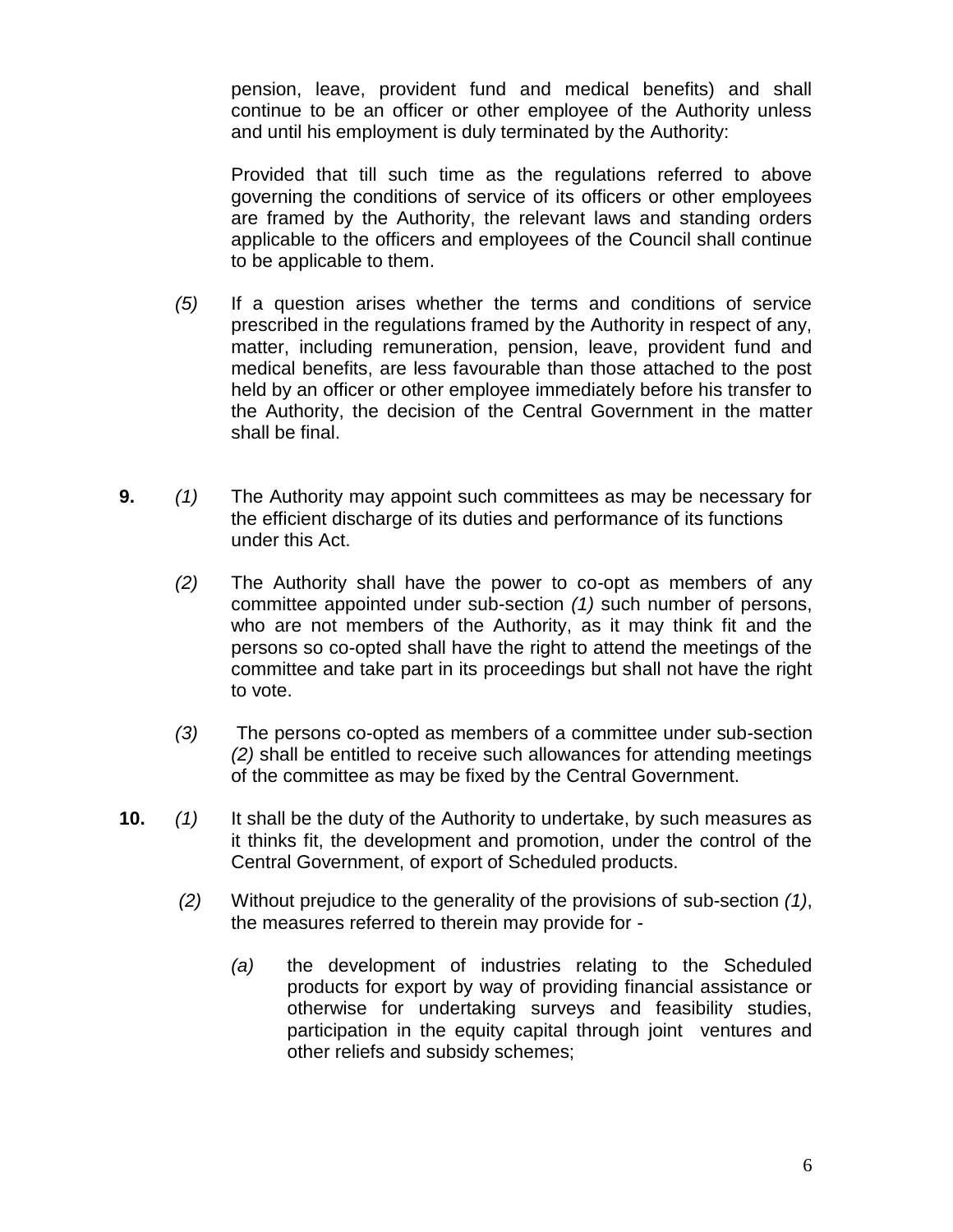pension, leave, provident fund and medical benefits) and shall continue to be an officer or other employee of the Authority unless and until his employment is duly terminated by the Authority:

Provided that till such time as the regulations referred to above governing the conditions of service of its officers or other employees are framed by the Authority, the relevant laws and standing orders applicable to the officers and employees of the Council shall continue to be applicable to them.

*(5)* If a question arises whether the terms and conditions of service prescribed in the regulations framed by the Authority in respect of any, matter, including remuneration, pension, leave, provident fund and medical benefits, are less favourable than those attached to the post held by an officer or other employee immediately before his transfer to the Authority, the decision of the Central Government in the matter shall be final.

**9.** *(1)* The Authority may appoint such committees as may be necessary for the efficient discharge of its duties and performance of its functions under this Act.

*(2)* The Authority shall have the power to co-opt as members of any committee appointed under sub-section *(1)* such number of persons, who are not members of the Authority, as it may think fit and the persons so co-opted shall have the right to attend the meetings of the committee and take part in its proceedings but shall not have the right to vote.

*(3)* The persons co-opted as members of a committee under sub-section *(2)* shall be entitled to receive such allowances for attending meetings of the committee as may be fixed by the Central Government.

**10.** *(1)* It shall be the duty of the Authority to undertake, by such measures as it thinks fit, the development and promotion, under the control of the Central Government, of export of Scheduled products.

*(2)* Without prejudice to the generality of the provisions of sub-section *(1)*, the measures referred to therein may provide for -

*(a)* the development of industries relating to the Scheduled products for export by way of providing financial assistance or otherwise for undertaking surveys and feasibility studies, participation in the equity capital through joint ventures and other reliefs and subsidy schemes;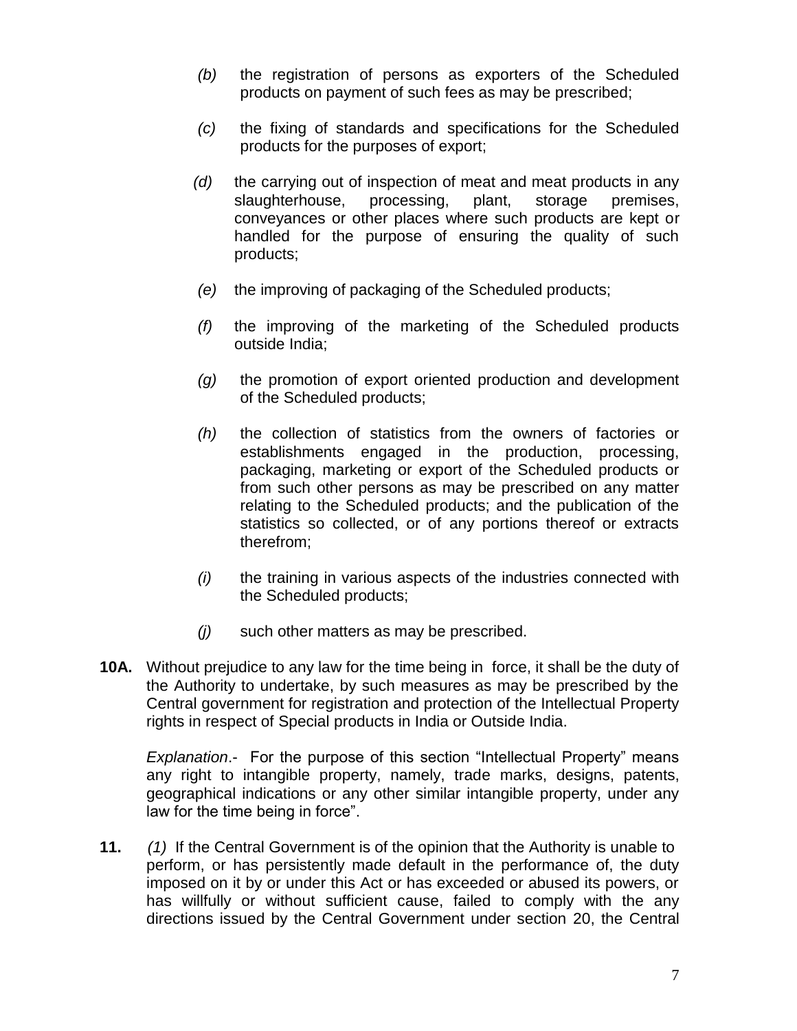*(b)* the registration of persons as exporters of the Scheduled products on payment of such fees as may be prescribed;

*(c)* the fixing of standards and specifications for the Scheduled products for the purposes of export;

*(d)* the carrying out of inspection of meat and meat products in any slaughterhouse, processing, plant, storage premises, conveyances or other places where such products are kept or handled for the purpose of ensuring the quality of such products;

*(e)* the improving of packaging of the Scheduled products;

*(f)* the improving of the marketing of the Scheduled products outside India;

*(g)* the promotion of export oriented production and development of the Scheduled products;

*(h)* the collection of statistics from the owners of factories or establishments engaged in the production, processing, packaging, marketing or export of the Scheduled products or from such other persons as may be prescribed on any matter relating to the Scheduled products; and the publication of the statistics so collected, or of any portions thereof or extracts therefrom;

*(i)* the training in various aspects of the industries connected with the Scheduled products;

*(j)* such other matters as may be prescribed.

**10A.** Without prejudice to any law for the time being in force, it shall be the duty of the Authority to undertake, by such measures as may be prescribed by the Central government for registration and protection of the Intellectual Property rights in respect of Special products in India or Outside India.

*Explanation*.- For the purpose of this section "Intellectual Property" means any right to intangible property, namely, trade marks, designs, patents, geographical indications or any other similar intangible property, under any law for the time being in force".

**11.** *(1)* If the Central Government is of the opinion that the Authority is unable to perform, or has persistently made default in the performance of, the duty imposed on it by or under this Act or has exceeded or abused its powers, or has willfully or without sufficient cause, failed to comply with the any directions issued by the Central Government under section 20, the Central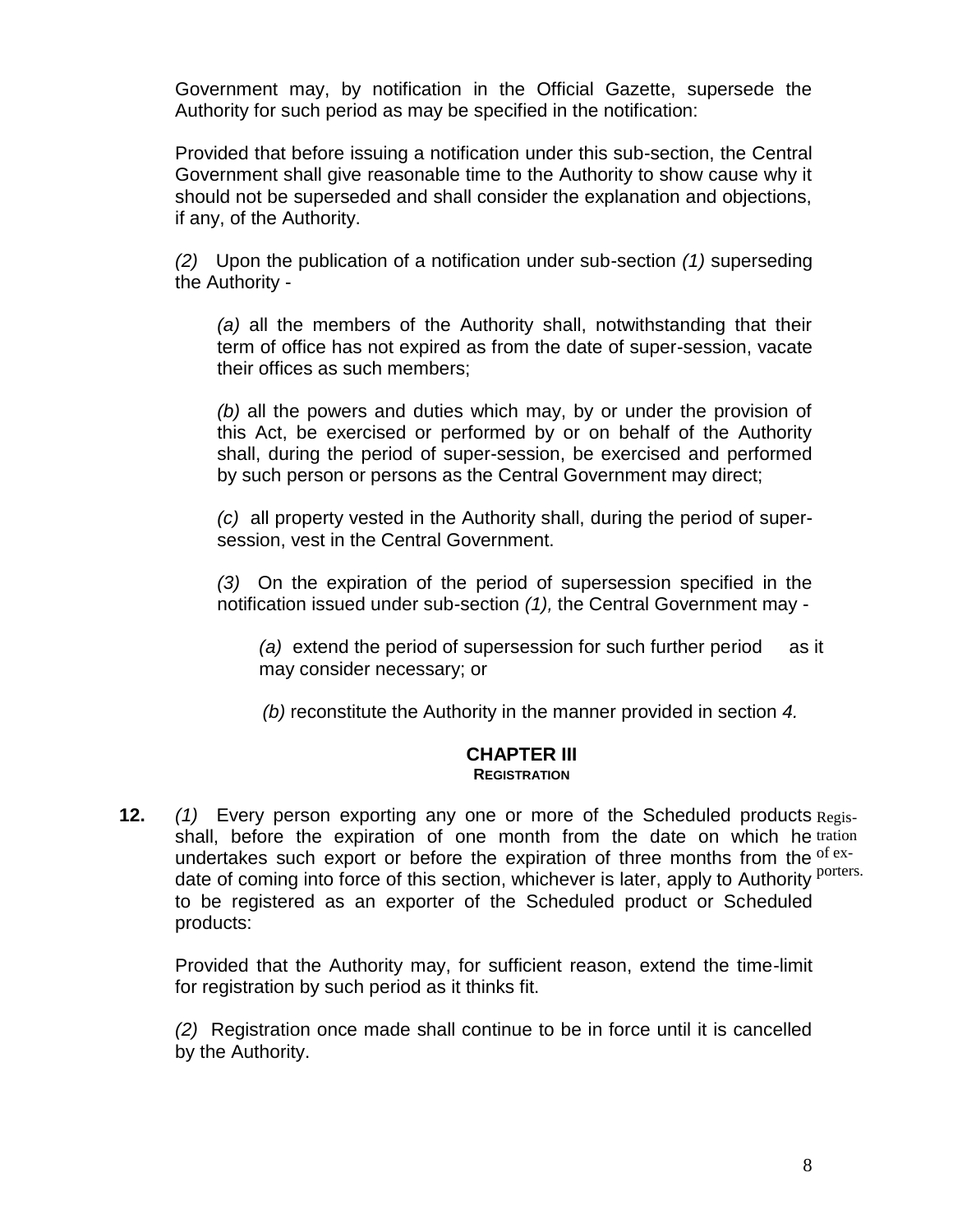Government may, by notification in the Official Gazette, supersede the Authority for such period as may be specified in the notification:

Provided that before issuing a notification under this sub-section, the Central Government shall give reasonable time to the Authority to show cause why it should not be superseded and shall consider the explanation and objections, if any, of the Authority.

*(2)* Upon the publication of a notification under sub-section *(1)* superseding the Authority -

*(a)* all the members of the Authority shall, notwithstanding that their term of office has not expired as from the date of super-session, vacate their offices as such members;

*(b)* all the powers and duties which may, by or under the provision of this Act, be exercised or performed by or on behalf of the Authority shall, during the period of super-session, be exercised and performed by such person or persons as the Central Government may direct;

*(c)* all property vested in the Authority shall, during the period of super-session, vest in the Central Government.

*(3)* On the expiration of the period of supersession specified in the notification issued under sub-section *(1),* the Central Government may -

*(a)* extend the period of supersession for such further period as it may consider necessary; or

*(b)* reconstitute the Authority in the manner provided in section *4.*

## CHAPTER III
### REGISTRATION

Registration of exporters.

**12.** *(1)* Every person exporting any one or more of the Scheduled products shall, before the expiration of one month from the date on which he undertakes such export or before the expiration of three months from the date of coming into force of this section, whichever is later, apply to Authority to be registered as an exporter of the Scheduled product or Scheduled products:

Provided that the Authority may, for sufficient reason, extend the time-limit for registration by such period as it thinks fit.

*(2)* Registration once made shall continue to be in force until it is cancelled by the Authority.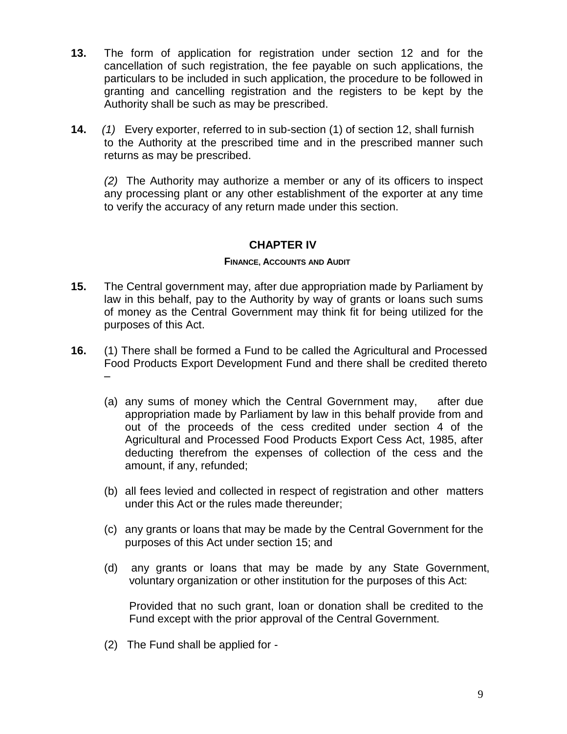**13.** The form of application for registration under section 12 and for the cancellation of such registration, the fee payable on such applications, the particulars to be included in such application, the procedure to be followed in granting and cancelling registration and the registers to be kept by the Authority shall be such as may be prescribed.

**14.** *(1)* Every exporter, referred to in sub-section (1) of section 12, shall furnish to the Authority at the prescribed time and in the prescribed manner such returns as may be prescribed.

*(2)* The Authority may authorize a member or any of its officers to inspect any processing plant or any other establishment of the exporter at any time to verify the accuracy of any return made under this section.

## CHAPTER IV

### FINANCE, ACCOUNTS AND AUDIT

**15.** The Central government may, after due appropriation made by Parliament by law in this behalf, pay to the Authority by way of grants or loans such sums of money as the Central Government may think fit for being utilized for the purposes of this Act.

**16.** (1) There shall be formed a Fund to be called the Agricultural and Processed Food Products Export Development Fund and there shall be credited thereto –

(a) any sums of money which the Central Government may, after due appropriation made by Parliament by law in this behalf provide from and out of the proceeds of the cess credited under section 4 of the Agricultural and Processed Food Products Export Cess Act, 1985, after deducting therefrom the expenses of collection of the cess and the amount, if any, refunded;

(b) all fees levied and collected in respect of registration and other matters under this Act or the rules made thereunder;

(c) any grants or loans that may be made by the Central Government for the purposes of this Act under section 15; and

(d) any grants or loans that may be made by any State Government, voluntary organization or other institution for the purposes of this Act:

Provided that no such grant, loan or donation shall be credited to the Fund except with the prior approval of the Central Government.

(2) The Fund shall be applied for -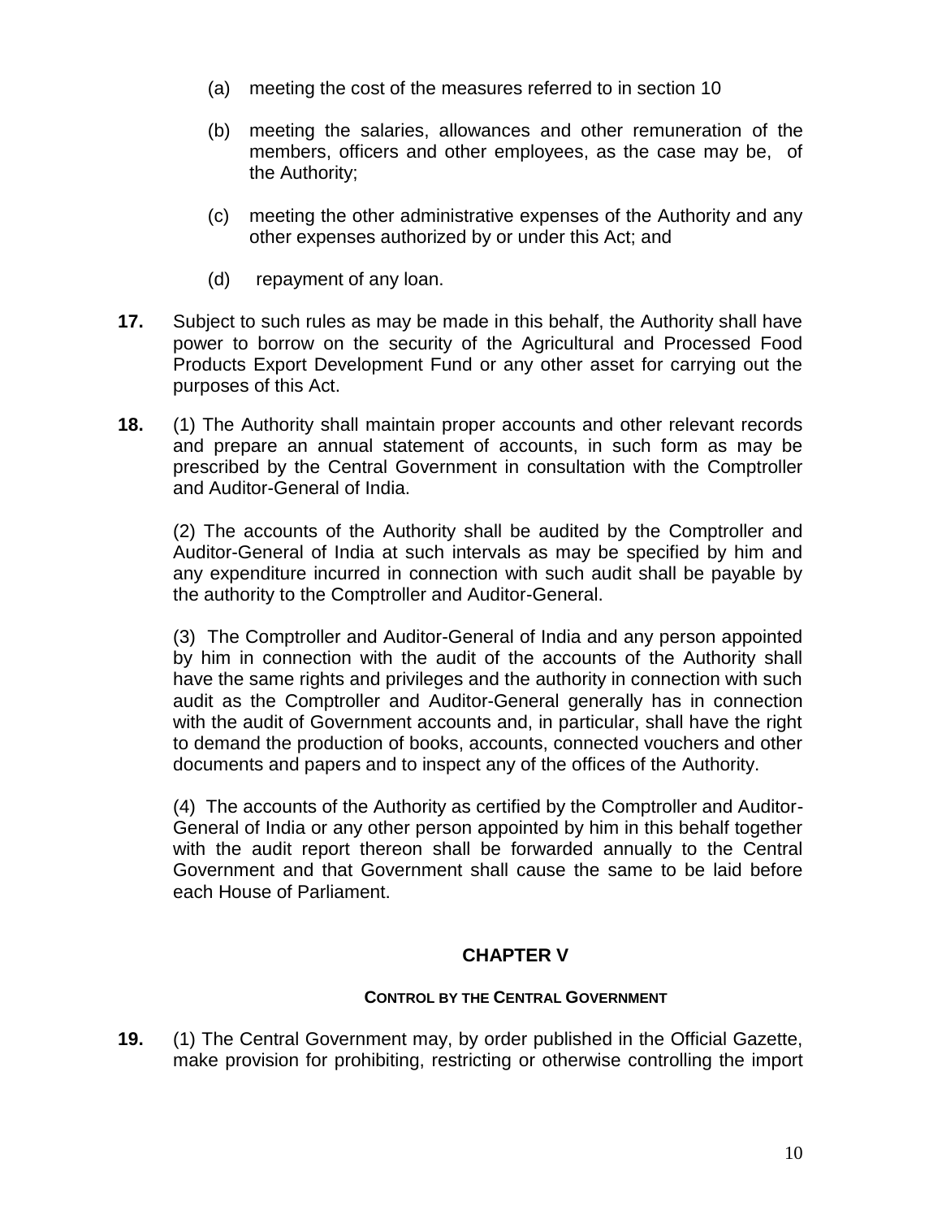(a) meeting the cost of the measures referred to in section 10

(b) meeting the salaries, allowances and other remuneration of the members, officers and other employees, as the case may be, of the Authority;

(c) meeting the other administrative expenses of the Authority and any other expenses authorized by or under this Act; and

(d) repayment of any loan.

**17.** Subject to such rules as may be made in this behalf, the Authority shall have power to borrow on the security of the Agricultural and Processed Food Products Export Development Fund or any other asset for carrying out the purposes of this Act.

**18.** (1) The Authority shall maintain proper accounts and other relevant records and prepare an annual statement of accounts, in such form as may be prescribed by the Central Government in consultation with the Comptroller and Auditor-General of India.

(2) The accounts of the Authority shall be audited by the Comptroller and Auditor-General of India at such intervals as may be specified by him and any expenditure incurred in connection with such audit shall be payable by the authority to the Comptroller and Auditor-General.

(3) The Comptroller and Auditor-General of India and any person appointed by him in connection with the audit of the accounts of the Authority shall have the same rights and privileges and the authority in connection with such audit as the Comptroller and Auditor-General generally has in connection with the audit of Government accounts and, in particular, shall have the right to demand the production of books, accounts, connected vouchers and other documents and papers and to inspect any of the offices of the Authority.

(4) The accounts of the Authority as certified by the Comptroller and Auditor-General of India or any other person appointed by him in this behalf together with the audit report thereon shall be forwarded annually to the Central Government and that Government shall cause the same to be laid before each House of Parliament.

## CHAPTER V

### CONTROL BY THE CENTRAL GOVERNMENT

**19.** (1) The Central Government may, by order published in the Official Gazette, make provision for prohibiting, restricting or otherwise controlling the import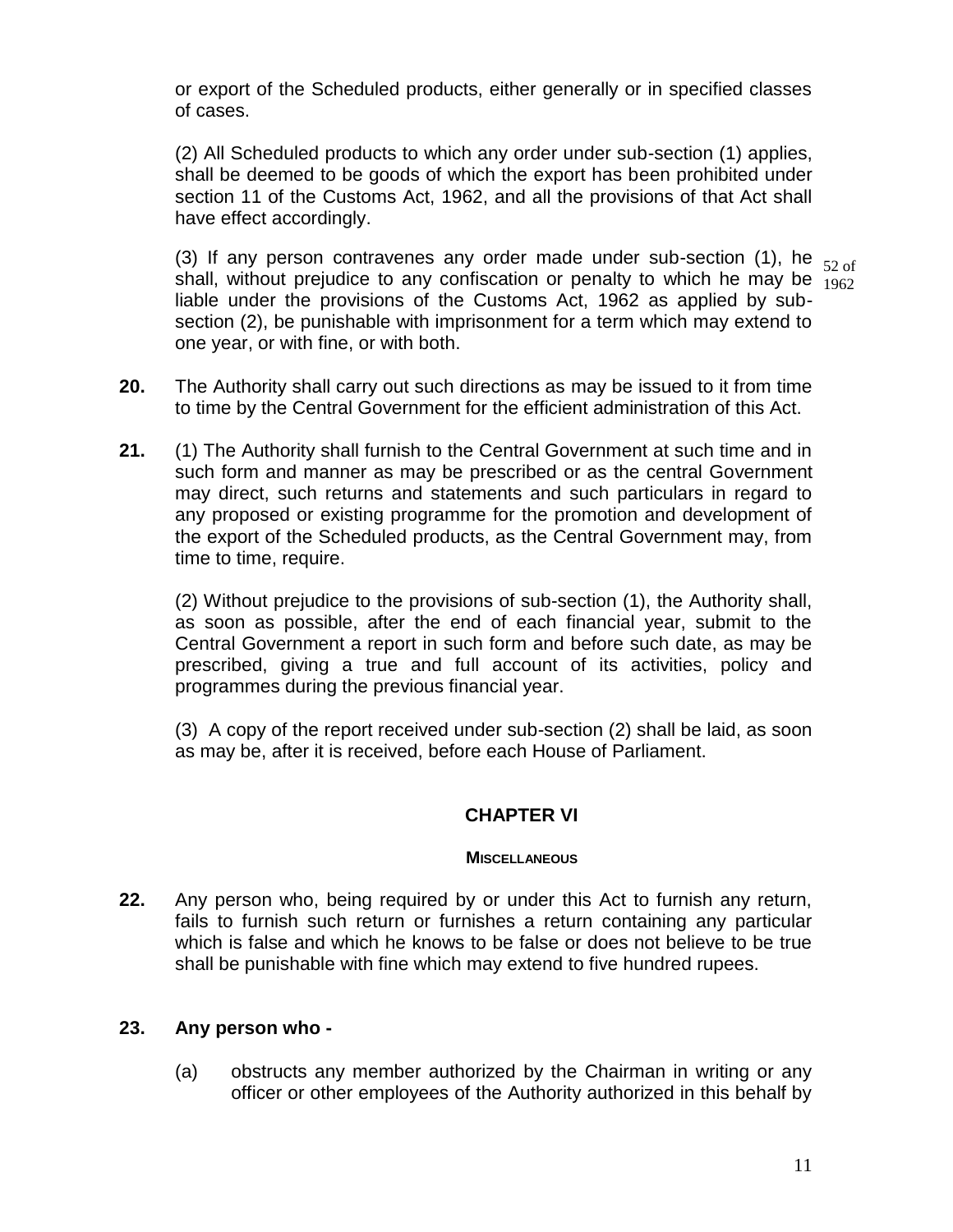or export of the Scheduled products, either generally or in specified classes of cases.

(2) All Scheduled products to which any order under sub-section (1) applies, shall be deemed to be goods of which the export has been prohibited under section 11 of the Customs Act, 1962, and all the provisions of that Act shall have effect accordingly.

(3) If any person contravenes any order made under sub-section (1), he shall, without prejudice to any confiscation or penalty to which he may be liable under the provisions of the Customs Act, 1962 as applied by sub-section (2), be punishable with imprisonment for a term which may extend to one year, or with fine, or with both.

52 of 1962

**20.** The Authority shall carry out such directions as may be issued to it from time to time by the Central Government for the efficient administration of this Act.

**21.** (1) The Authority shall furnish to the Central Government at such time and in such form and manner as may be prescribed or as the central Government may direct, such returns and statements and such particulars in regard to any proposed or existing programme for the promotion and development of the export of the Scheduled products, as the Central Government may, from time to time, require.

(2) Without prejudice to the provisions of sub-section (1), the Authority shall, as soon as possible, after the end of each financial year, submit to the Central Government a report in such form and before such date, as may be prescribed, giving a true and full account of its activities, policy and programmes during the previous financial year.

(3) A copy of the report received under sub-section (2) shall be laid, as soon as may be, after it is received, before each House of Parliament.

## CHAPTER VI

### MISCELLANEOUS

**22.** Any person who, being required by or under this Act to furnish any return, fails to furnish such return or furnishes a return containing any particular which is false and which he knows to be false or does not believe to be true shall be punishable with fine which may extend to five hundred rupees.

**23. Any person who -**

(a) obstructs any member authorized by the Chairman in writing or any officer or other employees of the Authority authorized in this behalf by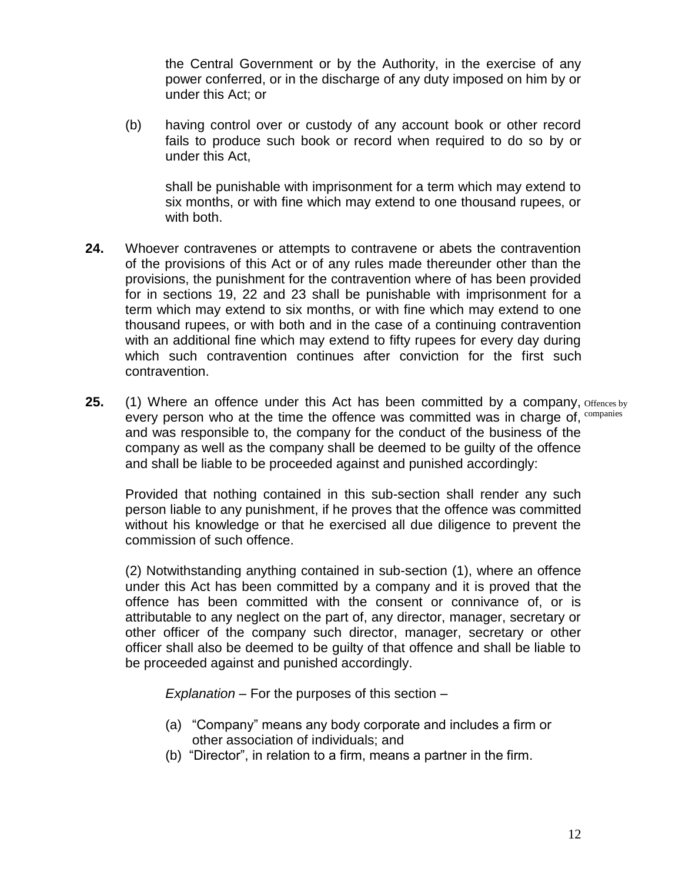the Central Government or by the Authority, in the exercise of any power conferred, or in the discharge of any duty imposed on him by or under this Act; or

(b) having control over or custody of any account book or other record fails to produce such book or record when required to do so by or under this Act,

shall be punishable with imprisonment for a term which may extend to six months, or with fine which may extend to one thousand rupees, or with both.

**24.** Whoever contravenes or attempts to contravene or abets the contravention of the provisions of this Act or of any rules made thereunder other than the provisions, the punishment for the contravention where of has been provided for in sections 19, 22 and 23 shall be punishable with imprisonment for a term which may extend to six months, or with fine which may extend to one thousand rupees, or with both and in the case of a continuing contravention with an additional fine which may extend to fifty rupees for every day during which such contravention continues after conviction for the first such contravention.

**25.** *Offences by companies*

(1) Where an offence under this Act has been committed by a company, every person who at the time the offence was committed was in charge of, and was responsible to, the company for the conduct of the business of the company as well as the company shall be deemed to be guilty of the offence and shall be liable to be proceeded against and punished accordingly:

Provided that nothing contained in this sub-section shall render any such person liable to any punishment, if he proves that the offence was committed without his knowledge or that he exercised all due diligence to prevent the commission of such offence.

(2) Notwithstanding anything contained in sub-section (1), where an offence under this Act has been committed by a company and it is proved that the offence has been committed with the consent or connivance of, or is attributable to any neglect on the part of, any director, manager, secretary or other officer of the company such director, manager, secretary or other officer shall also be deemed to be guilty of that offence and shall be liable to be proceeded against and punished accordingly.

*Explanation* – For the purposes of this section –

(a) "Company" means any body corporate and includes a firm or other association of individuals; and
(b) "Director", in relation to a firm, means a partner in the firm.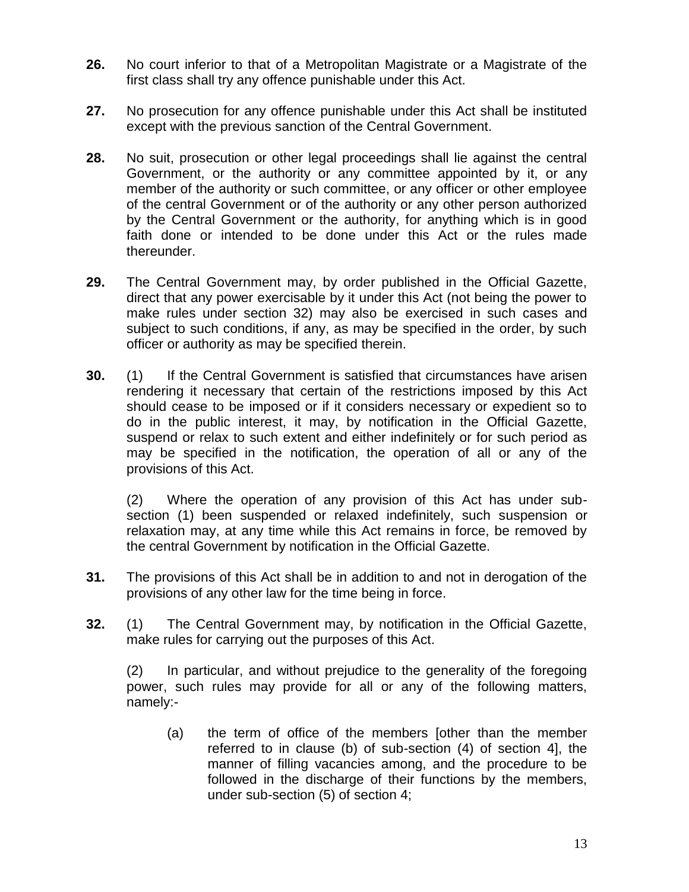**26.** No court inferior to that of a Metropolitan Magistrate or a Magistrate of the first class shall try any offence punishable under this Act.

**27.** No prosecution for any offence punishable under this Act shall be instituted except with the previous sanction of the Central Government.

**28.** No suit, prosecution or other legal proceedings shall lie against the central Government, or the authority or any committee appointed by it, or any member of the authority or such committee, or any officer or other employee of the central Government or of the authority or any other person authorized by the Central Government or the authority, for anything which is in good faith done or intended to be done under this Act or the rules made thereunder.

**29.** The Central Government may, by order published in the Official Gazette, direct that any power exercisable by it under this Act (not being the power to make rules under section 32) may also be exercised in such cases and subject to such conditions, if any, as may be specified in the order, by such officer or authority as may be specified therein.

**30.** (1) If the Central Government is satisfied that circumstances have arisen rendering it necessary that certain of the restrictions imposed by this Act should cease to be imposed or if it considers necessary or expedient so to do in the public interest, it may, by notification in the Official Gazette, suspend or relax to such extent and either indefinitely or for such period as may be specified in the notification, the operation of all or any of the provisions of this Act.

(2) Where the operation of any provision of this Act has under sub-section (1) been suspended or relaxed indefinitely, such suspension or relaxation may, at any time while this Act remains in force, be removed by the central Government by notification in the Official Gazette.

**31.** The provisions of this Act shall be in addition to and not in derogation of the provisions of any other law for the time being in force.

**32.** (1) The Central Government may, by notification in the Official Gazette, make rules for carrying out the purposes of this Act.

(2) In particular, and without prejudice to the generality of the foregoing power, such rules may provide for all or any of the following matters, namely:-

(a) the term of office of the members [other than the member referred to in clause (b) of sub-section (4) of section 4], the manner of filling vacancies among, and the procedure to be followed in the discharge of their functions by the members, under sub-section (5) of section 4;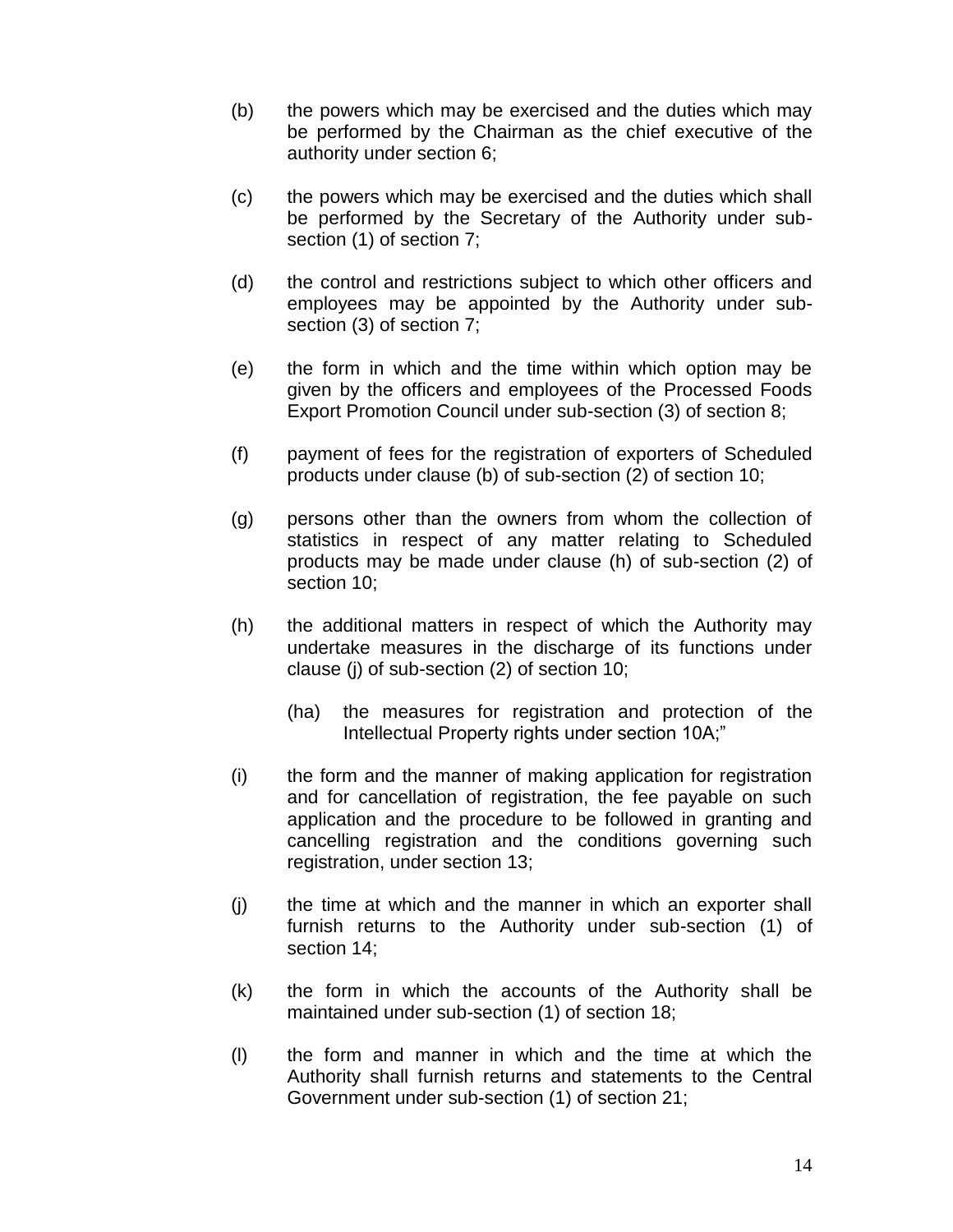(b) the powers which may be exercised and the duties which may be performed by the Chairman as the chief executive of the authority under section 6;

(c) the powers which may be exercised and the duties which shall be performed by the Secretary of the Authority under sub-section (1) of section 7;

(d) the control and restrictions subject to which other officers and employees may be appointed by the Authority under sub-section (3) of section 7;

(e) the form in which and the time within which option may be given by the officers and employees of the Processed Foods Export Promotion Council under sub-section (3) of section 8;

(f) payment of fees for the registration of exporters of Scheduled products under clause (b) of sub-section (2) of section 10;

(g) persons other than the owners from whom the collection of statistics in respect of any matter relating to Scheduled products may be made under clause (h) of sub-section (2) of section 10;

(h) the additional matters in respect of which the Authority may undertake measures in the discharge of its functions under clause (j) of sub-section (2) of section 10;

 (ha) the measures for registration and protection of the Intellectual Property rights under section 10A;"

(i) the form and the manner of making application for registration and for cancellation of registration, the fee payable on such application and the procedure to be followed in granting and cancelling registration and the conditions governing such registration, under section 13;

(j) the time at which and the manner in which an exporter shall furnish returns to the Authority under sub-section (1) of section 14;

(k) the form in which the accounts of the Authority shall be maintained under sub-section (1) of section 18;

(l) the form and manner in which and the time at which the Authority shall furnish returns and statements to the Central Government under sub-section (1) of section 21;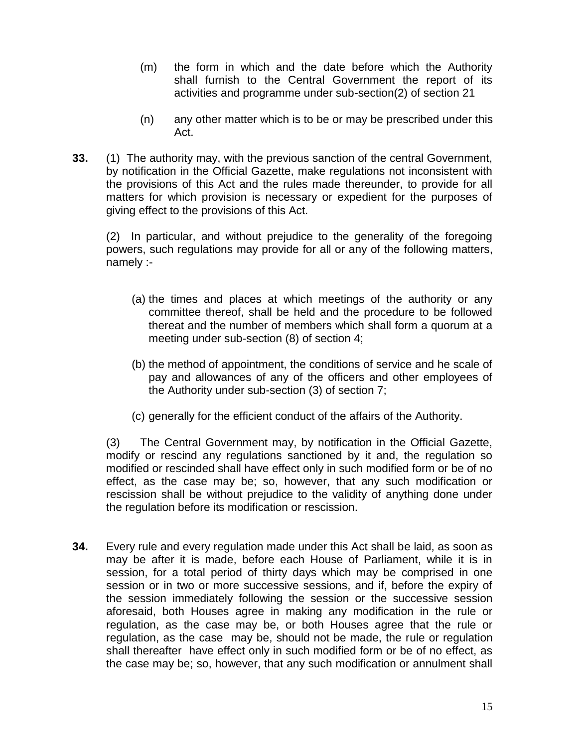(m) the form in which and the date before which the Authority shall furnish to the Central Government the report of its activities and programme under sub-section(2) of section 21

(n) any other matter which is to be or may be prescribed under this Act.

**33.** (1) The authority may, with the previous sanction of the central Government, by notification in the Official Gazette, make regulations not inconsistent with the provisions of this Act and the rules made thereunder, to provide for all matters for which provision is necessary or expedient for the purposes of giving effect to the provisions of this Act.

(2) In particular, and without prejudice to the generality of the foregoing powers, such regulations may provide for all or any of the following matters, namely :-

(a) the times and places at which meetings of the authority or any committee thereof, shall be held and the procedure to be followed thereat and the number of members which shall form a quorum at a meeting under sub-section (8) of section 4;

(b) the method of appointment, the conditions of service and he scale of pay and allowances of any of the officers and other employees of the Authority under sub-section (3) of section 7;

(c) generally for the efficient conduct of the affairs of the Authority.

(3) The Central Government may, by notification in the Official Gazette, modify or rescind any regulations sanctioned by it and, the regulation so modified or rescinded shall have effect only in such modified form or be of no effect, as the case may be; so, however, that any such modification or rescission shall be without prejudice to the validity of anything done under the regulation before its modification or rescission.

**34.** Every rule and every regulation made under this Act shall be laid, as soon as may be after it is made, before each House of Parliament, while it is in session, for a total period of thirty days which may be comprised in one session or in two or more successive sessions, and if, before the expiry of the session immediately following the session or the successive session aforesaid, both Houses agree in making any modification in the rule or regulation, as the case may be, or both Houses agree that the rule or regulation, as the case may be, should not be made, the rule or regulation shall thereafter have effect only in such modified form or be of no effect, as the case may be; so, however, that any such modification or annulment shall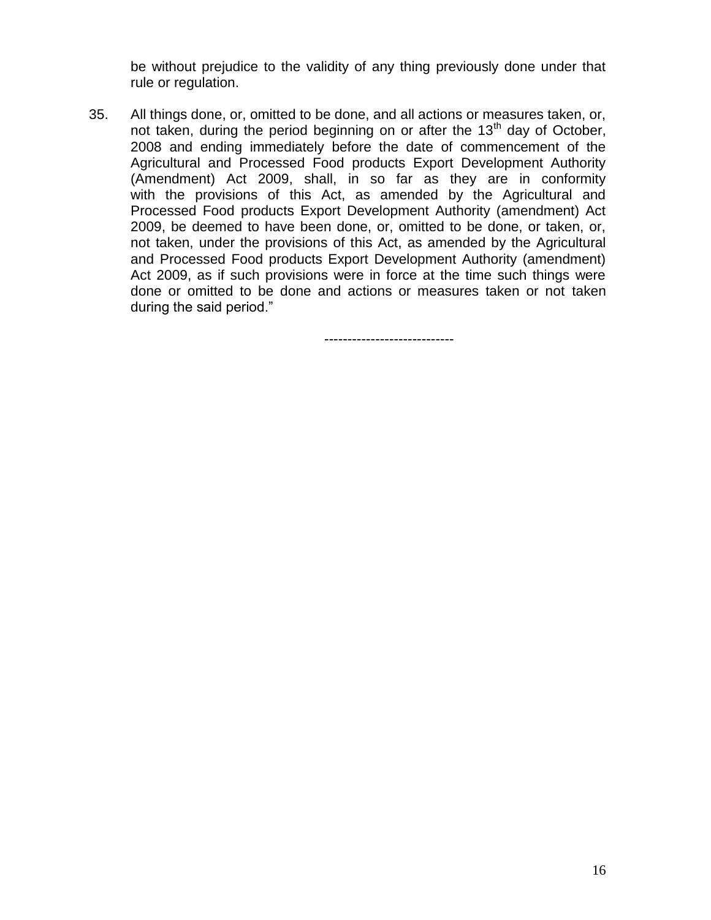be without prejudice to the validity of any thing previously done under that rule or regulation.

35. All things done, or, omitted to be done, and all actions or measures taken, or, not taken, during the period beginning on or after the 13th day of October, 2008 and ending immediately before the date of commencement of the Agricultural and Processed Food products Export Development Authority (Amendment) Act 2009, shall, in so far as they are in conformity with the provisions of this Act, as amended by the Agricultural and Processed Food products Export Development Authority (amendment) Act 2009, be deemed to have been done, or, omitted to be done, or taken, or, not taken, under the provisions of this Act, as amended by the Agricultural and Processed Food products Export Development Authority (amendment) Act 2009, as if such provisions were in force at the time such things were done or omitted to be done and actions or measures taken or not taken during the said period."

----------------------------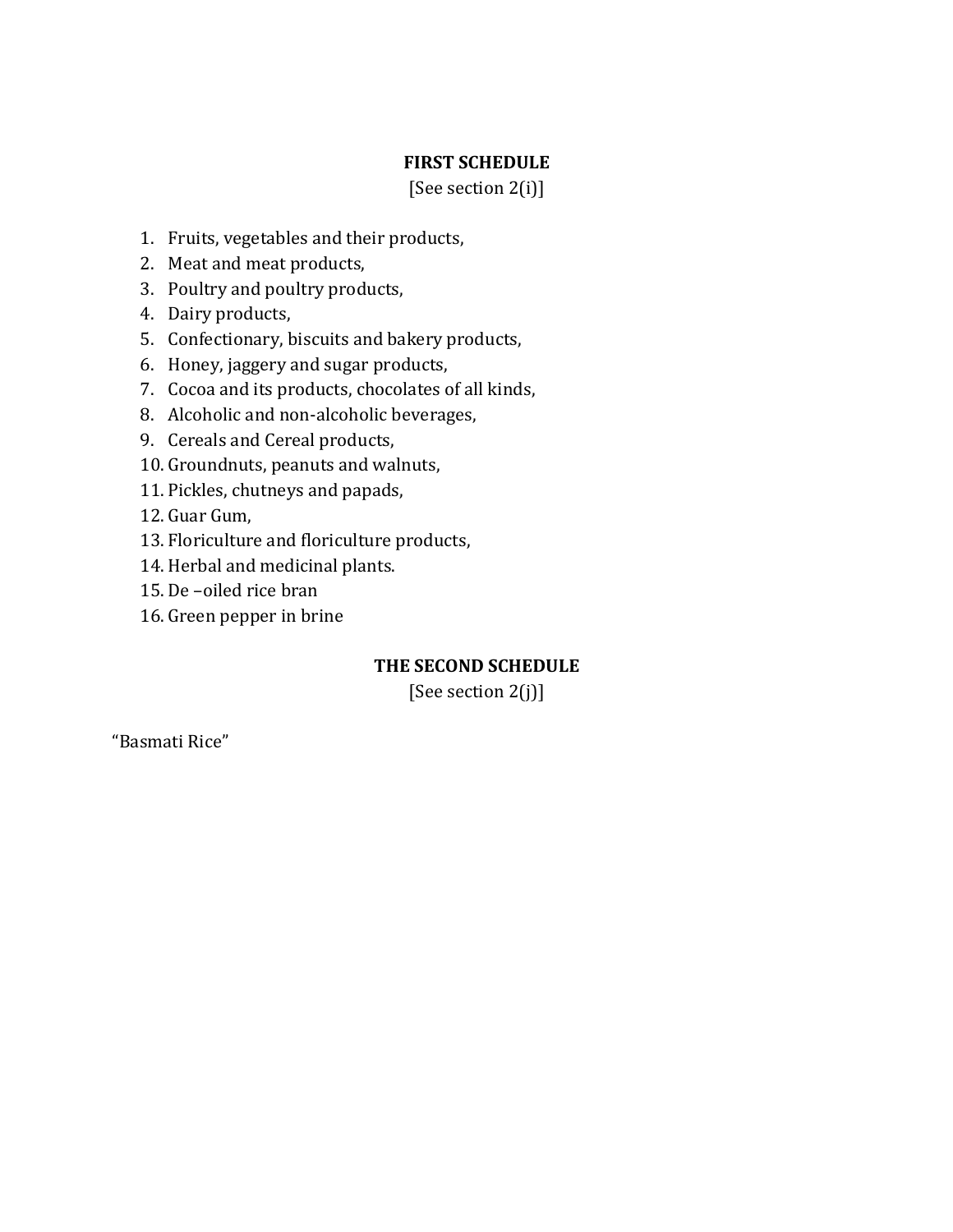## FIRST SCHEDULE

[See section 2(i)]

1. Fruits, vegetables and their products,
2. Meat and meat products,
3. Poultry and poultry products,
4. Dairy products,
5. Confectionary, biscuits and bakery products,
6. Honey, jaggery and sugar products,
7. Cocoa and its products, chocolates of all kinds,
8. Alcoholic and non-alcoholic beverages,
9. Cereals and Cereal products,
10. Groundnuts, peanuts and walnuts,
11. Pickles, chutneys and papads,
12. Guar Gum,
13. Floriculture and floriculture products,
14. Herbal and medicinal plants.
15. De –oiled rice bran
16. Green pepper in brine

## THE SECOND SCHEDULE

[See section 2(j)]

“Basmati Rice”